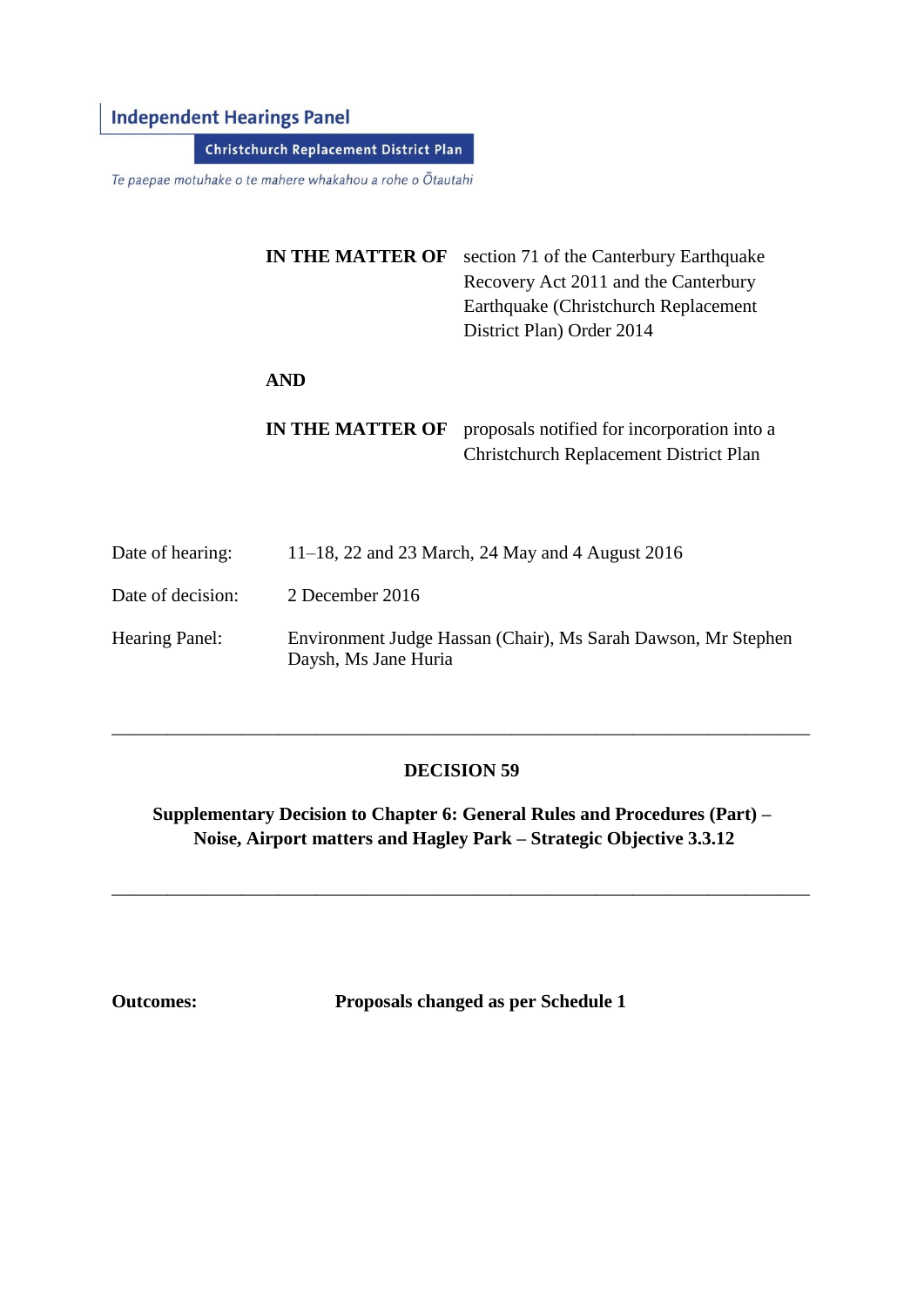**Independent Hearings Panel**

**Christchurch Replacement District Plan**

*Te paepae motuhake o te mahere whakahou a rohe o Ōtautahi*

**IN THE MATTER OF** section 71 of the Canterbury Earthquake Recovery Act 2011 and the Canterbury Earthquake (Christchurch Replacement District Plan) Order 2014

**AND**

**IN THE MATTER OF** proposals notified for incorporation into a Christchurch Replacement District Plan

| | |
|---|---|
| Date of hearing: | 11–18, 22 and 23 March, 24 May and 4 August 2016 |
| Date of decision: | 2 December 2016 |
| Hearing Panel: | Environment Judge Hassan (Chair), Ms Sarah Dawson, Mr Stephen Daysh, Ms Jane Huria |

---

## DECISION 59

### Supplementary Decision to Chapter 6: General Rules and Procedures (Part) – Noise, Airport matters and Hagley Park – Strategic Objective 3.3.12

---

**Outcomes:** **Proposals changed as per Schedule 1**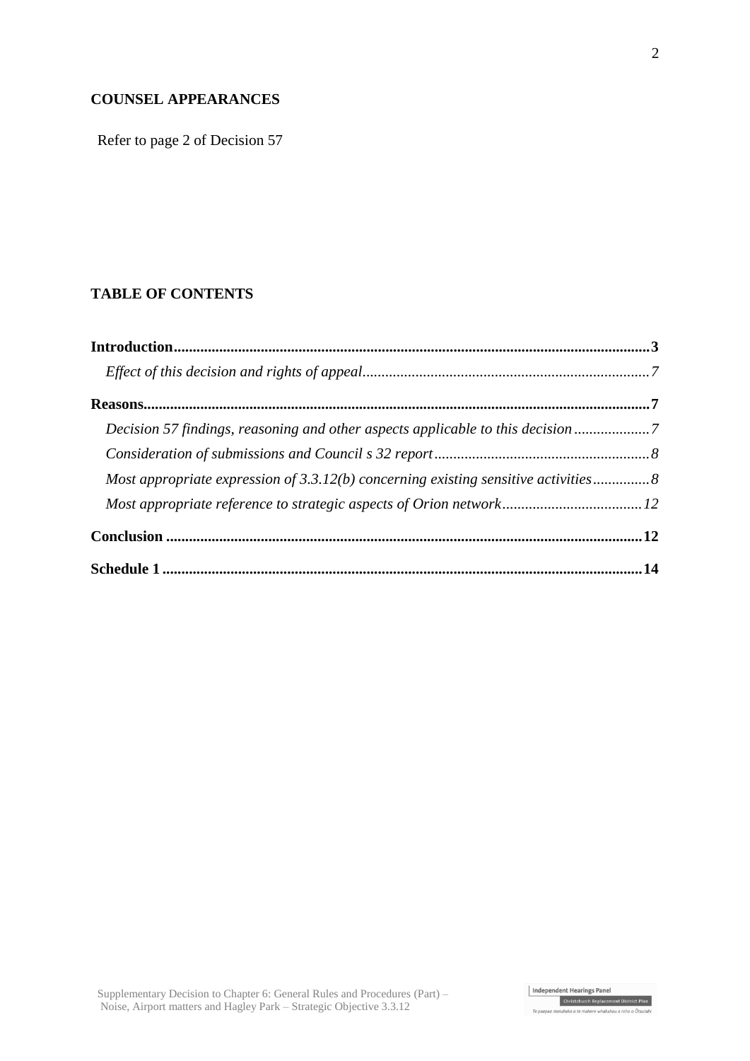**COUNSEL APPEARANCES**

Refer to page 2 of Decision 57

**TABLE OF CONTENTS**

**Introduction** .......... **3**

*Effect of this decision and rights of appeal* .......... *7*

**Reasons** .......... **7**

*Decision 57 findings, reasoning and other aspects applicable to this decision* .......... *7*

*Consideration of submissions and Council s 32 report* .......... *8*

*Most appropriate expression of 3.3.12(b) concerning existing sensitive activities* .......... *8*

*Most appropriate reference to strategic aspects of Orion network* .......... *12*

**Conclusion** .......... **12**

**Schedule 1** .......... **14**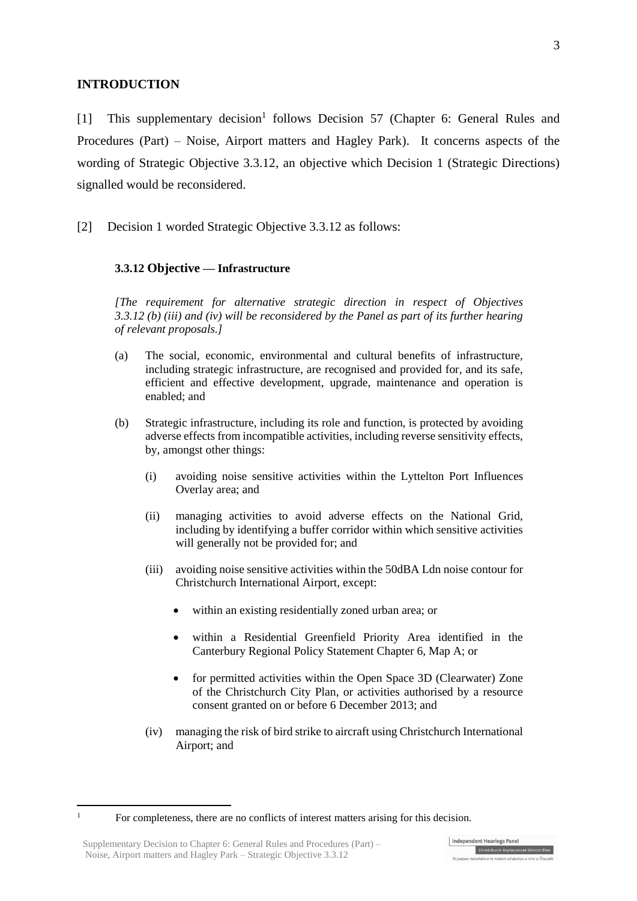## INTRODUCTION

[1] This supplementary decision[1] follows Decision 57 (Chapter 6: General Rules and Procedures (Part) – Noise, Airport matters and Hagley Park). It concerns aspects of the wording of Strategic Objective 3.3.12, an objective which Decision 1 (Strategic Directions) signalled would be reconsidered.

[2] Decision 1 worded Strategic Objective 3.3.12 as follows:

> **3.3.12 Objective — Infrastructure**
>
> *[The requirement for alternative strategic direction in respect of Objectives 3.3.12 (b) (iii) and (iv) will be reconsidered by the Panel as part of its further hearing of relevant proposals.]*
>
> (a) The social, economic, environmental and cultural benefits of infrastructure, including strategic infrastructure, are recognised and provided for, and its safe, efficient and effective development, upgrade, maintenance and operation is enabled; and
>
> (b) Strategic infrastructure, including its role and function, is protected by avoiding adverse effects from incompatible activities, including reverse sensitivity effects, by, amongst other things:
>
> (i) avoiding noise sensitive activities within the Lyttelton Port Influences Overlay area; and
>
> (ii) managing activities to avoid adverse effects on the National Grid, including by identifying a buffer corridor within which sensitive activities will generally not be provided for; and
>
> (iii) avoiding noise sensitive activities within the 50dBA Ldn noise contour for Christchurch International Airport, except:
>
> - within an existing residentially zoned urban area; or
> - within a Residential Greenfield Priority Area identified in the Canterbury Regional Policy Statement Chapter 6, Map A; or
> - for permitted activities within the Open Space 3D (Clearwater) Zone of the Christchurch City Plan, or activities authorised by a resource consent granted on or before 6 December 2013; and
>
> (iv) managing the risk of bird strike to aircraft using Christchurch International Airport; and

---

[1] For completeness, there are no conflicts of interest matters arising for this decision.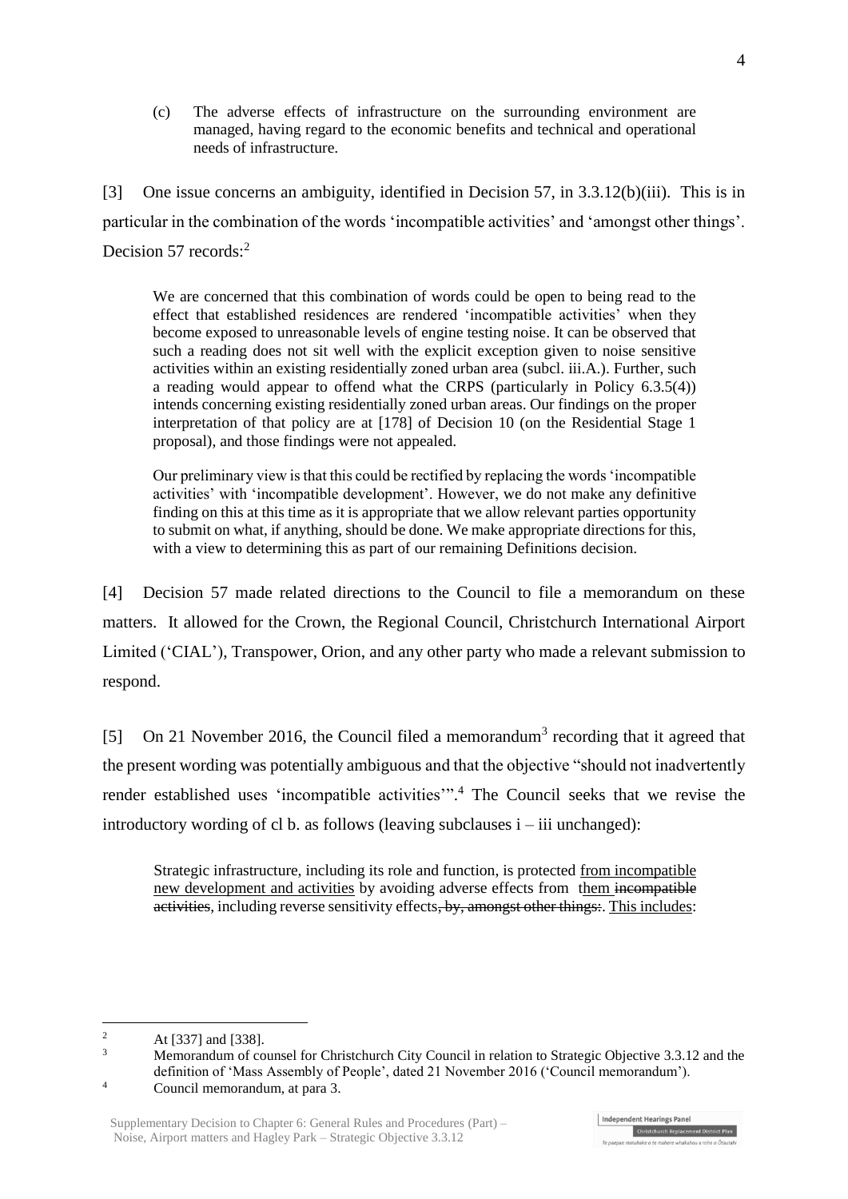(c) The adverse effects of infrastructure on the surrounding environment are managed, having regard to the economic benefits and technical and operational needs of infrastructure.

[3] One issue concerns an ambiguity, identified in Decision 57, in 3.3.12(b)(iii). This is in particular in the combination of the words 'incompatible activities' and 'amongst other things'. Decision 57 records:[2]

> We are concerned that this combination of words could be open to being read to the effect that established residences are rendered 'incompatible activities' when they become exposed to unreasonable levels of engine testing noise. It can be observed that such a reading does not sit well with the explicit exception given to noise sensitive activities within an existing residentially zoned urban area (subcl. iii.A.). Further, such a reading would appear to offend what the CRPS (particularly in Policy 6.3.5(4)) intends concerning existing residentially zoned urban areas. Our findings on the proper interpretation of that policy are at [178] of Decision 10 (on the Residential Stage 1 proposal), and those findings were not appealed.
>
> Our preliminary view is that this could be rectified by replacing the words 'incompatible activities' with 'incompatible development'. However, we do not make any definitive finding on this at this time as it is appropriate that we allow relevant parties opportunity to submit on what, if anything, should be done. We make appropriate directions for this, with a view to determining this as part of our remaining Definitions decision.

[4] Decision 57 made related directions to the Council to file a memorandum on these matters. It allowed for the Crown, the Regional Council, Christchurch International Airport Limited ('CIAL'), Transpower, Orion, and any other party who made a relevant submission to respond.

[5] On 21 November 2016, the Council filed a memorandum[3] recording that it agreed that the present wording was potentially ambiguous and that the objective "should not inadvertently render established uses 'incompatible activities'".[4] The Council seeks that we revise the introductory wording of cl b. as follows (leaving subclauses i – iii unchanged):

> Strategic infrastructure, including its role and function, is protected <u>from incompatible new development and activities</u> by avoiding adverse effects from <u>them</u> ~~incompatible activities~~, including reverse sensitivity effects~~, by, amongst other things:~~. <u>This includes</u>:

---

[2] At [337] and [338].

[3] Memorandum of counsel for Christchurch City Council in relation to Strategic Objective 3.3.12 and the definition of 'Mass Assembly of People', dated 21 November 2016 ('Council memorandum').

[4] Council memorandum, at para 3.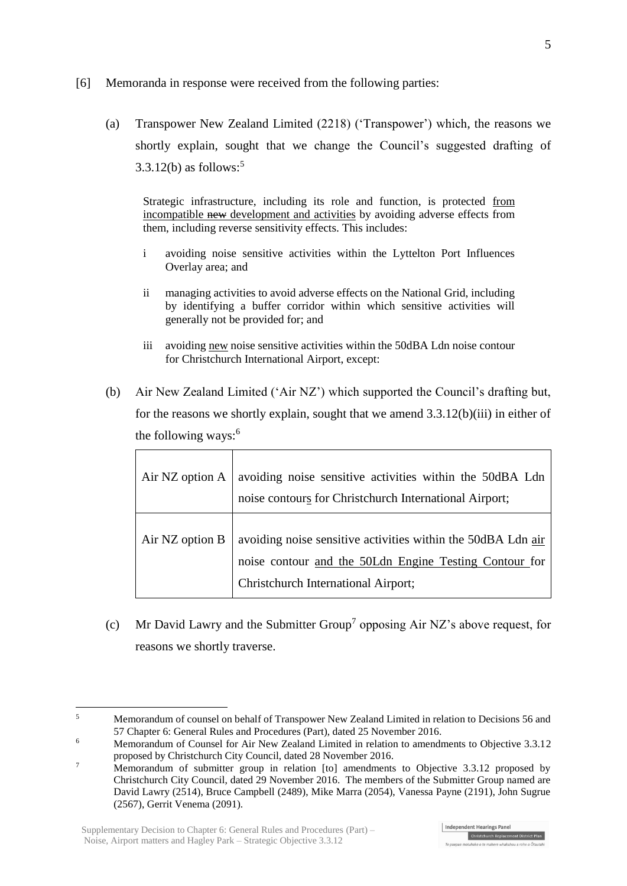[6] Memoranda in response were received from the following parties:

(a) Transpower New Zealand Limited (2218) ('Transpower') which, the reasons we shortly explain, sought that we change the Council's suggested drafting of 3.3.12(b) as follows:[5]

> Strategic infrastructure, including its role and function, is protected <u>from incompatible</u> ~~new~~ <u>development and activities</u> by avoiding adverse effects from them, including reverse sensitivity effects. This includes:
>
> i avoiding noise sensitive activities within the Lyttelton Port Influences Overlay area; and
>
> ii managing activities to avoid adverse effects on the National Grid, including by identifying a buffer corridor within which sensitive activities will generally not be provided for; and
>
> iii avoiding <u>new</u> noise sensitive activities within the 50dBA Ldn noise contour for Christchurch International Airport, except:

(b) Air New Zealand Limited ('Air NZ') which supported the Council's drafting but, for the reasons we shortly explain, sought that we amend 3.3.12(b)(iii) in either of the following ways:[6]

| | |
|---|---|
| Air NZ option A | avoiding noise sensitive activities within the 50dBA Ldn noise contour<u>s</u> for Christchurch International Airport; |
| Air NZ option B | avoiding noise sensitive activities within the 50dBA Ldn <u>air</u> noise contour <u>and the 50Ldn Engine Testing Contour</u> for Christchurch International Airport; |

(c) Mr David Lawry and the Submitter Group[7] opposing Air NZ's above request, for reasons we shortly traverse.

---

[5] Memorandum of counsel on behalf of Transpower New Zealand Limited in relation to Decisions 56 and 57 Chapter 6: General Rules and Procedures (Part), dated 25 November 2016.

[6] Memorandum of Counsel for Air New Zealand Limited in relation to amendments to Objective 3.3.12 proposed by Christchurch City Council, dated 28 November 2016.

[7] Memorandum of submitter group in relation [to] amendments to Objective 3.3.12 proposed by Christchurch City Council, dated 29 November 2016. The members of the Submitter Group named are David Lawry (2514), Bruce Campbell (2489), Mike Marra (2054), Vanessa Payne (2191), John Sugrue (2567), Gerrit Venema (2091).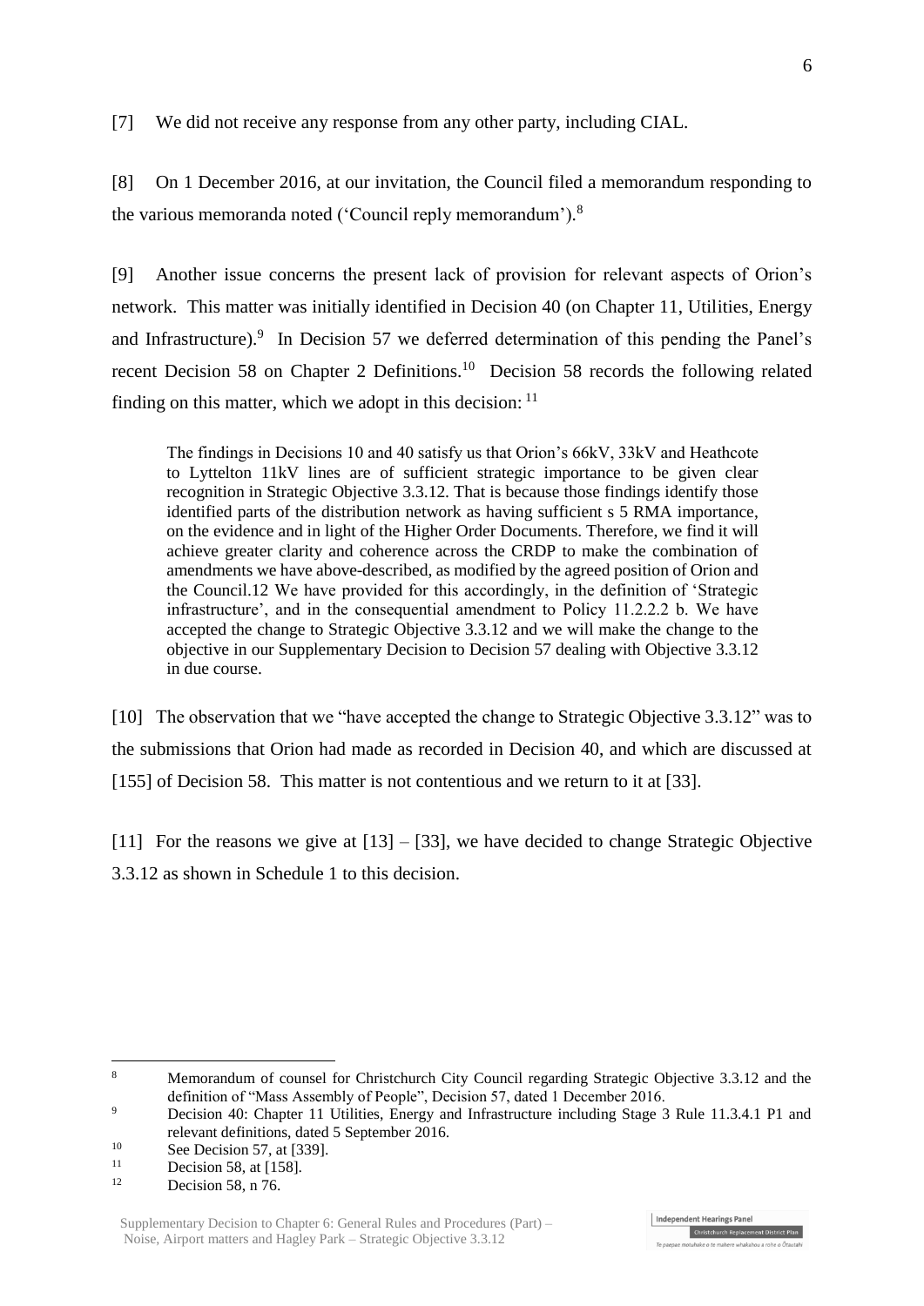[7] We did not receive any response from any other party, including CIAL.

[8] On 1 December 2016, at our invitation, the Council filed a memorandum responding to the various memoranda noted ('Council reply memorandum').[8]

[9] Another issue concerns the present lack of provision for relevant aspects of Orion's network. This matter was initially identified in Decision 40 (on Chapter 11, Utilities, Energy and Infrastructure).[9] In Decision 57 we deferred determination of this pending the Panel's recent Decision 58 on Chapter 2 Definitions.[10] Decision 58 records the following related finding on this matter, which we adopt in this decision: [11]

> The findings in Decisions 10 and 40 satisfy us that Orion's 66kV, 33kV and Heathcote to Lyttelton 11kV lines are of sufficient strategic importance to be given clear recognition in Strategic Objective 3.3.12. That is because those findings identify those identified parts of the distribution network as having sufficient s 5 RMA importance, on the evidence and in light of the Higher Order Documents. Therefore, we find it will achieve greater clarity and coherence across the CRDP to make the combination of amendments we have above-described, as modified by the agreed position of Orion and the Council.12 We have provided for this accordingly, in the definition of 'Strategic infrastructure', and in the consequential amendment to Policy 11.2.2.2 b. We have accepted the change to Strategic Objective 3.3.12 and we will make the change to the objective in our Supplementary Decision to Decision 57 dealing with Objective 3.3.12 in due course.

[10] The observation that we "have accepted the change to Strategic Objective 3.3.12" was to the submissions that Orion had made as recorded in Decision 40, and which are discussed at [155] of Decision 58. This matter is not contentious and we return to it at [33].

[11] For the reasons we give at [13] – [33], we have decided to change Strategic Objective 3.3.12 as shown in Schedule 1 to this decision.

---

[8] Memorandum of counsel for Christchurch City Council regarding Strategic Objective 3.3.12 and the definition of "Mass Assembly of People", Decision 57, dated 1 December 2016.

[9] Decision 40: Chapter 11 Utilities, Energy and Infrastructure including Stage 3 Rule 11.3.4.1 P1 and relevant definitions, dated 5 September 2016.

[10] See Decision 57, at [339].

[11] Decision 58, at [158].

[12] Decision 58, n 76.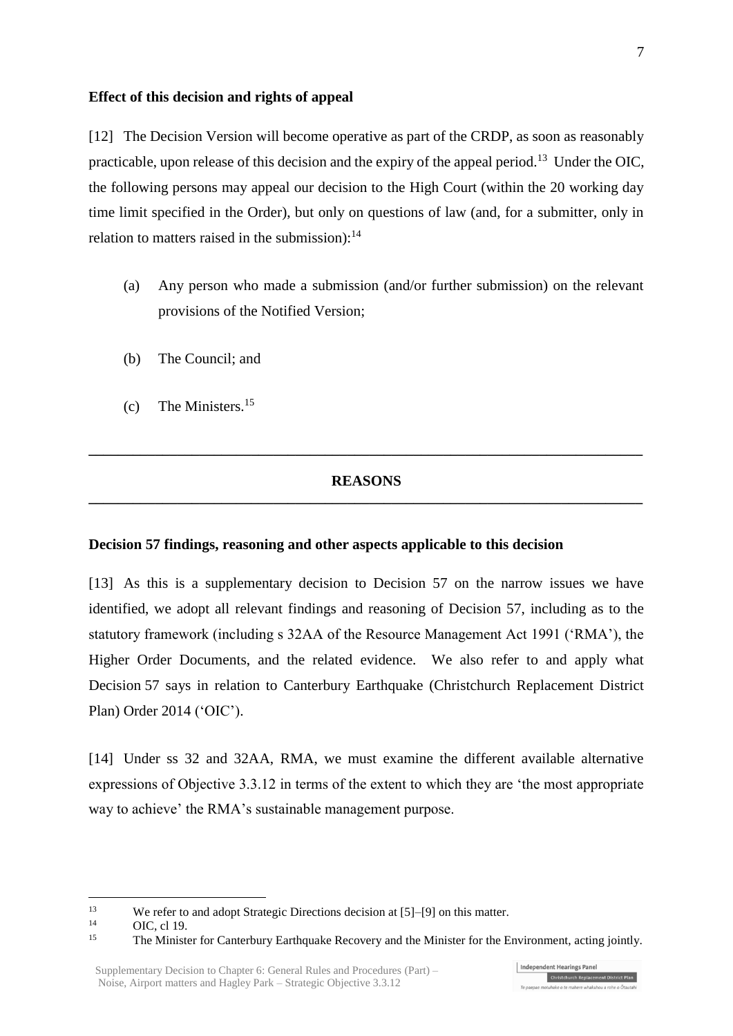## Effect of this decision and rights of appeal

[12] The Decision Version will become operative as part of the CRDP, as soon as reasonably practicable, upon release of this decision and the expiry of the appeal period.[13] Under the OIC, the following persons may appeal our decision to the High Court (within the 20 working day time limit specified in the Order), but only on questions of law (and, for a submitter, only in relation to matters raised in the submission):[14]

(a) Any person who made a submission (and/or further submission) on the relevant provisions of the Notified Version;

(b) The Council; and

(c) The Ministers.[15]

---

## REASONS

---

## Decision 57 findings, reasoning and other aspects applicable to this decision

[13] As this is a supplementary decision to Decision 57 on the narrow issues we have identified, we adopt all relevant findings and reasoning of Decision 57, including as to the statutory framework (including s 32AA of the Resource Management Act 1991 ('RMA'), the Higher Order Documents, and the related evidence. We also refer to and apply what Decision 57 says in relation to Canterbury Earthquake (Christchurch Replacement District Plan) Order 2014 ('OIC').

[14] Under ss 32 and 32AA, RMA, we must examine the different available alternative expressions of Objective 3.3.12 in terms of the extent to which they are 'the most appropriate way to achieve' the RMA's sustainable management purpose.

---

[13] We refer to and adopt Strategic Directions decision at [5]–[9] on this matter.

[14] OIC, cl 19.

[15] The Minister for Canterbury Earthquake Recovery and the Minister for the Environment, acting jointly.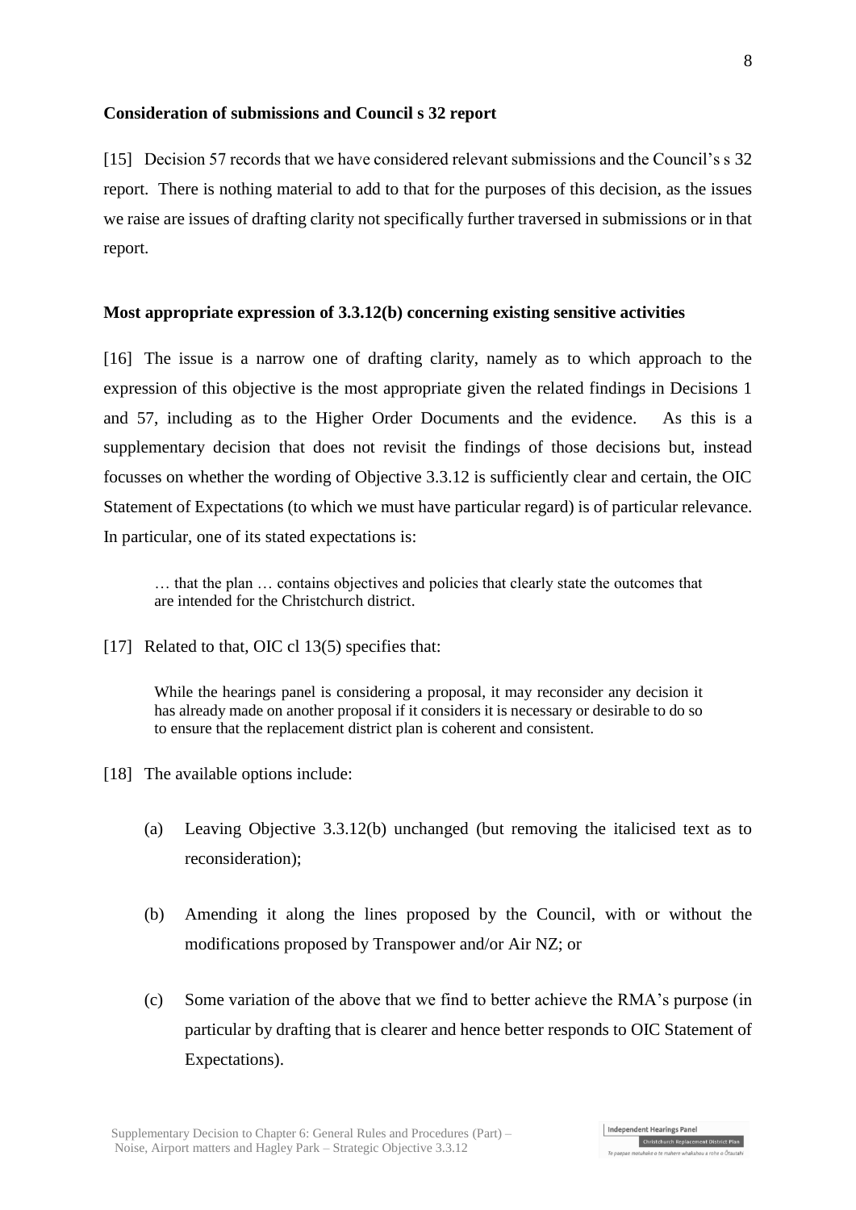**Consideration of submissions and Council s 32 report**

[15] Decision 57 records that we have considered relevant submissions and the Council's s 32 report. There is nothing material to add to that for the purposes of this decision, as the issues we raise are issues of drafting clarity not specifically further traversed in submissions or in that report.

**Most appropriate expression of 3.3.12(b) concerning existing sensitive activities**

[16] The issue is a narrow one of drafting clarity, namely as to which approach to the expression of this objective is the most appropriate given the related findings in Decisions 1 and 57, including as to the Higher Order Documents and the evidence. As this is a supplementary decision that does not revisit the findings of those decisions but, instead focusses on whether the wording of Objective 3.3.12 is sufficiently clear and certain, the OIC Statement of Expectations (to which we must have particular regard) is of particular relevance. In particular, one of its stated expectations is:

> … that the plan … contains objectives and policies that clearly state the outcomes that are intended for the Christchurch district.

[17] Related to that, OIC cl 13(5) specifies that:

> While the hearings panel is considering a proposal, it may reconsider any decision it has already made on another proposal if it considers it is necessary or desirable to do so to ensure that the replacement district plan is coherent and consistent.

[18] The available options include:

(a) Leaving Objective 3.3.12(b) unchanged (but removing the italicised text as to reconsideration);

(b) Amending it along the lines proposed by the Council, with or without the modifications proposed by Transpower and/or Air NZ; or

(c) Some variation of the above that we find to better achieve the RMA's purpose (in particular by drafting that is clearer and hence better responds to OIC Statement of Expectations).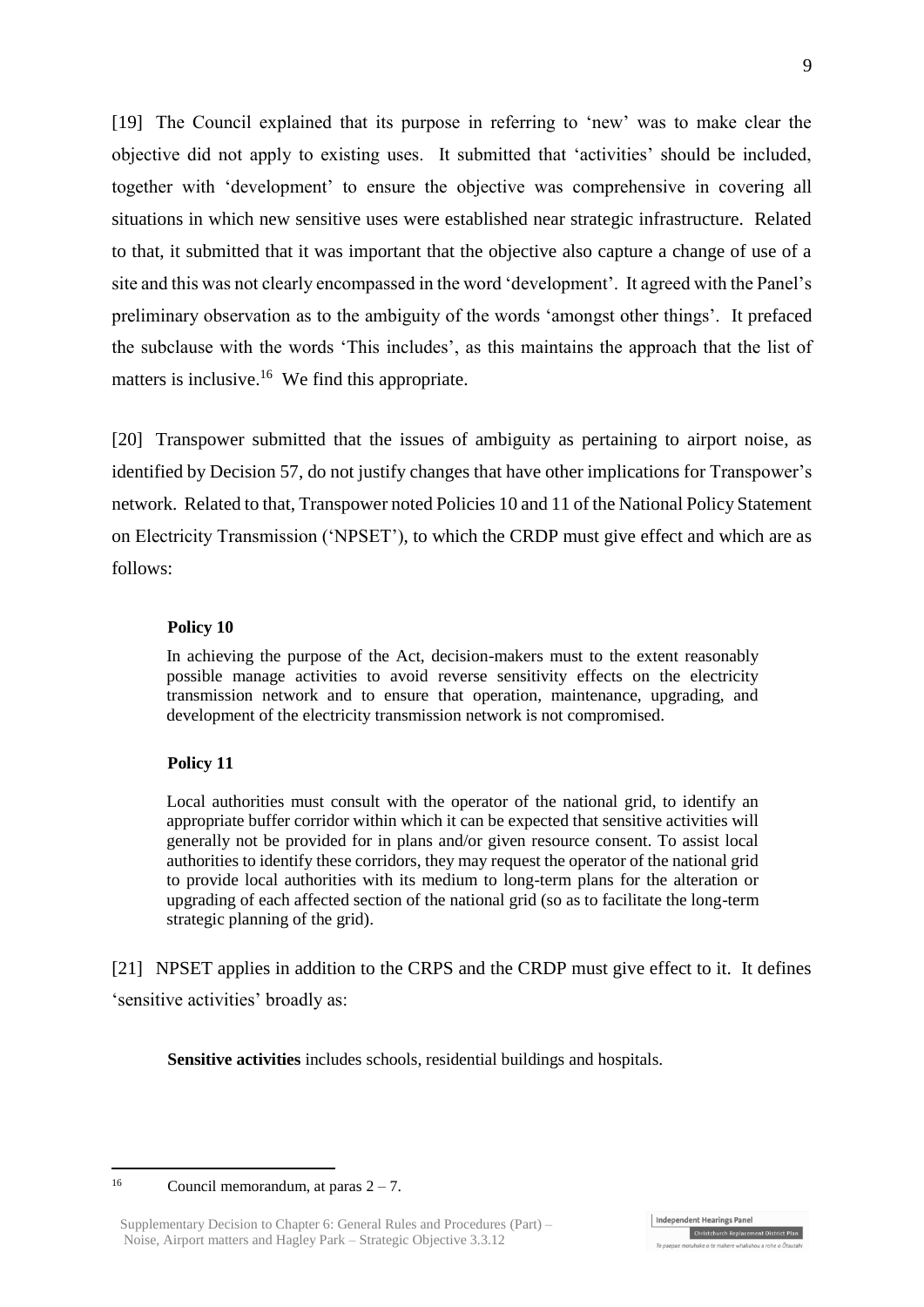[19] The Council explained that its purpose in referring to 'new' was to make clear the objective did not apply to existing uses. It submitted that 'activities' should be included, together with 'development' to ensure the objective was comprehensive in covering all situations in which new sensitive uses were established near strategic infrastructure. Related to that, it submitted that it was important that the objective also capture a change of use of a site and this was not clearly encompassed in the word 'development'. It agreed with the Panel's preliminary observation as to the ambiguity of the words 'amongst other things'. It prefaced the subclause with the words 'This includes', as this maintains the approach that the list of matters is inclusive.[16] We find this appropriate.

[20] Transpower submitted that the issues of ambiguity as pertaining to airport noise, as identified by Decision 57, do not justify changes that have other implications for Transpower's network. Related to that, Transpower noted Policies 10 and 11 of the National Policy Statement on Electricity Transmission ('NPSET'), to which the CRDP must give effect and which are as follows:

> **Policy 10**
>
> In achieving the purpose of the Act, decision-makers must to the extent reasonably possible manage activities to avoid reverse sensitivity effects on the electricity transmission network and to ensure that operation, maintenance, upgrading, and development of the electricity transmission network is not compromised.
>
> **Policy 11**
>
> Local authorities must consult with the operator of the national grid, to identify an appropriate buffer corridor within which it can be expected that sensitive activities will generally not be provided for in plans and/or given resource consent. To assist local authorities to identify these corridors, they may request the operator of the national grid to provide local authorities with its medium to long-term plans for the alteration or upgrading of each affected section of the national grid (so as to facilitate the long-term strategic planning of the grid).

[21] NPSET applies in addition to the CRPS and the CRDP must give effect to it. It defines 'sensitive activities' broadly as:

> **Sensitive activities** includes schools, residential buildings and hospitals.

---

[16] Council memorandum, at paras 2 – 7.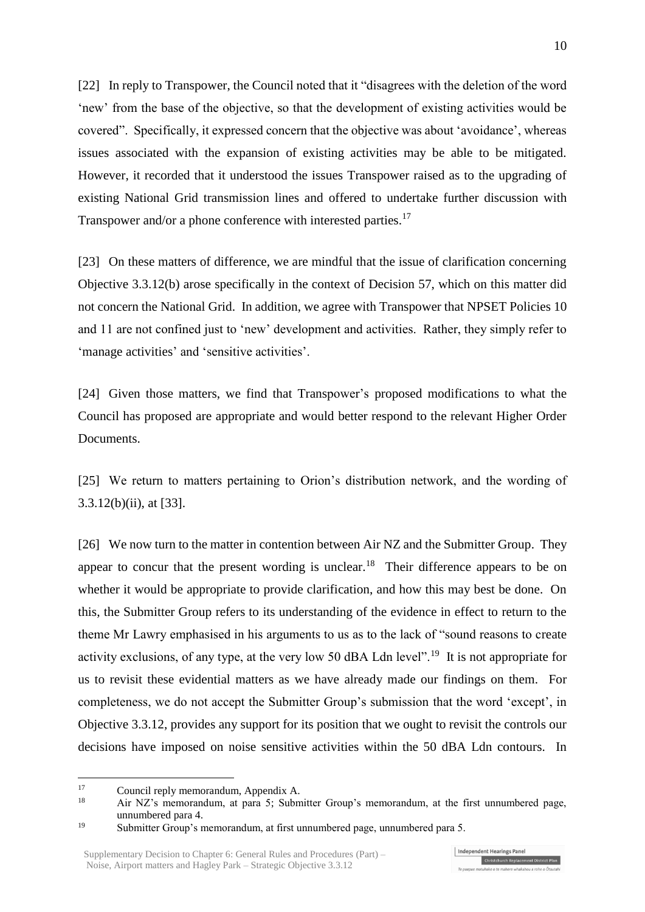[22] In reply to Transpower, the Council noted that it "disagrees with the deletion of the word 'new' from the base of the objective, so that the development of existing activities would be covered". Specifically, it expressed concern that the objective was about 'avoidance', whereas issues associated with the expansion of existing activities may be able to be mitigated. However, it recorded that it understood the issues Transpower raised as to the upgrading of existing National Grid transmission lines and offered to undertake further discussion with Transpower and/or a phone conference with interested parties.[17]

[23] On these matters of difference, we are mindful that the issue of clarification concerning Objective 3.3.12(b) arose specifically in the context of Decision 57, which on this matter did not concern the National Grid. In addition, we agree with Transpower that NPSET Policies 10 and 11 are not confined just to 'new' development and activities. Rather, they simply refer to 'manage activities' and 'sensitive activities'.

[24] Given those matters, we find that Transpower's proposed modifications to what the Council has proposed are appropriate and would better respond to the relevant Higher Order Documents.

[25] We return to matters pertaining to Orion's distribution network, and the wording of 3.3.12(b)(ii), at [33].

[26] We now turn to the matter in contention between Air NZ and the Submitter Group. They appear to concur that the present wording is unclear.[18] Their difference appears to be on whether it would be appropriate to provide clarification, and how this may best be done. On this, the Submitter Group refers to its understanding of the evidence in effect to return to the theme Mr Lawry emphasised in his arguments to us as to the lack of "sound reasons to create activity exclusions, of any type, at the very low 50 dBA Ldn level".[19] It is not appropriate for us to revisit these evidential matters as we have already made our findings on them. For completeness, we do not accept the Submitter Group's submission that the word 'except', in Objective 3.3.12, provides any support for its position that we ought to revisit the controls our decisions have imposed on noise sensitive activities within the 50 dBA Ldn contours. In

---

[17] Council reply memorandum, Appendix A.

[18] Air NZ's memorandum, at para 5; Submitter Group's memorandum, at the first unnumbered page, unnumbered para 4.

[19] Submitter Group's memorandum, at first unnumbered page, unnumbered para 5.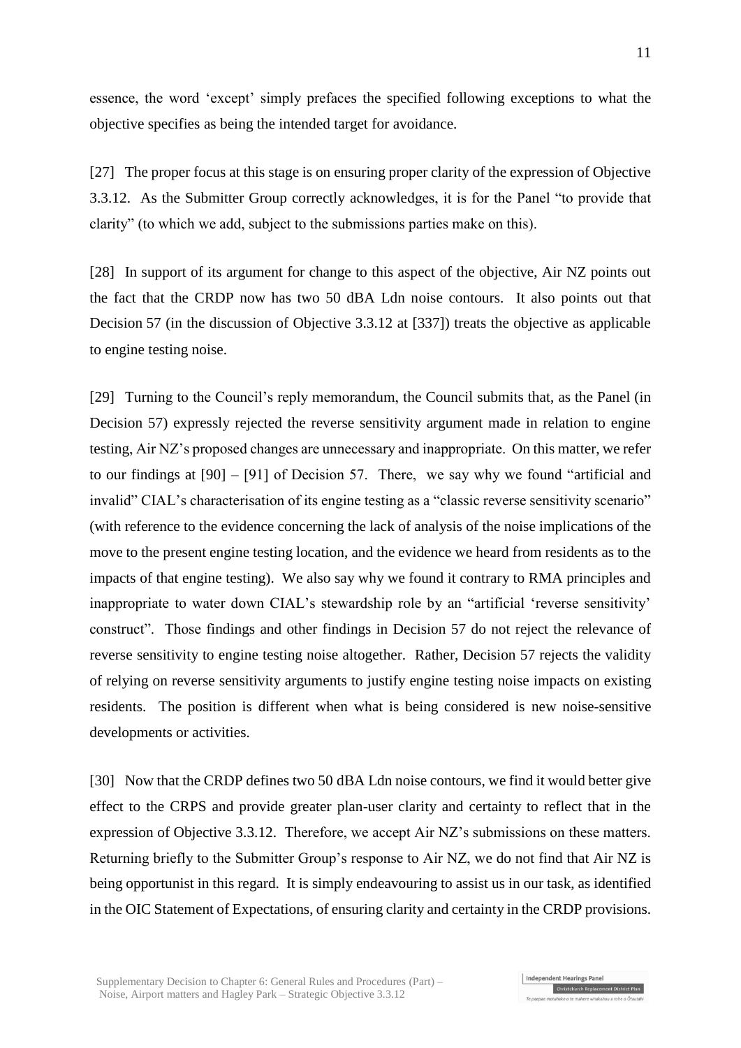essence, the word 'except' simply prefaces the specified following exceptions to what the objective specifies as being the intended target for avoidance.

[27] The proper focus at this stage is on ensuring proper clarity of the expression of Objective 3.3.12. As the Submitter Group correctly acknowledges, it is for the Panel "to provide that clarity" (to which we add, subject to the submissions parties make on this).

[28] In support of its argument for change to this aspect of the objective, Air NZ points out the fact that the CRDP now has two 50 dBA Ldn noise contours. It also points out that Decision 57 (in the discussion of Objective 3.3.12 at [337]) treats the objective as applicable to engine testing noise.

[29] Turning to the Council's reply memorandum, the Council submits that, as the Panel (in Decision 57) expressly rejected the reverse sensitivity argument made in relation to engine testing, Air NZ's proposed changes are unnecessary and inappropriate. On this matter, we refer to our findings at [90] – [91] of Decision 57. There, we say why we found "artificial and invalid" CIAL's characterisation of its engine testing as a "classic reverse sensitivity scenario" (with reference to the evidence concerning the lack of analysis of the noise implications of the move to the present engine testing location, and the evidence we heard from residents as to the impacts of that engine testing). We also say why we found it contrary to RMA principles and inappropriate to water down CIAL's stewardship role by an "artificial 'reverse sensitivity' construct". Those findings and other findings in Decision 57 do not reject the relevance of reverse sensitivity to engine testing noise altogether. Rather, Decision 57 rejects the validity of relying on reverse sensitivity arguments to justify engine testing noise impacts on existing residents. The position is different when what is being considered is new noise-sensitive developments or activities.

[30] Now that the CRDP defines two 50 dBA Ldn noise contours, we find it would better give effect to the CRPS and provide greater plan-user clarity and certainty to reflect that in the expression of Objective 3.3.12. Therefore, we accept Air NZ's submissions on these matters. Returning briefly to the Submitter Group's response to Air NZ, we do not find that Air NZ is being opportunist in this regard. It is simply endeavouring to assist us in our task, as identified in the OIC Statement of Expectations, of ensuring clarity and certainty in the CRDP provisions.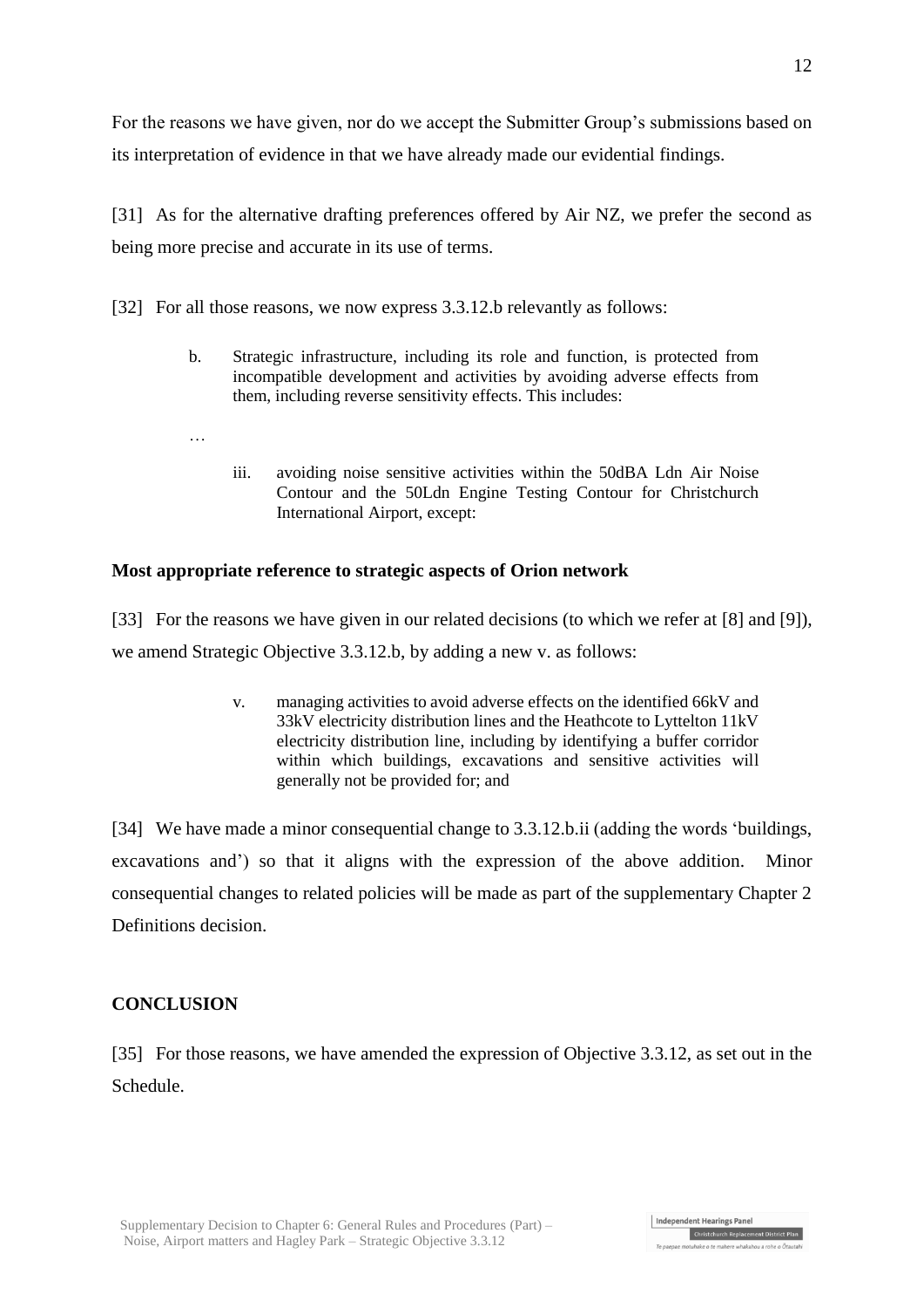For the reasons we have given, nor do we accept the Submitter Group's submissions based on its interpretation of evidence in that we have already made our evidential findings.

[31] As for the alternative drafting preferences offered by Air NZ, we prefer the second as being more precise and accurate in its use of terms.

[32] For all those reasons, we now express 3.3.12.b relevantly as follows:

> b. Strategic infrastructure, including its role and function, is protected from incompatible development and activities by avoiding adverse effects from them, including reverse sensitivity effects. This includes:
>
> …
>
> iii. avoiding noise sensitive activities within the 50dBA Ldn Air Noise Contour and the 50Ldn Engine Testing Contour for Christchurch International Airport, except:

### Most appropriate reference to strategic aspects of Orion network

[33] For the reasons we have given in our related decisions (to which we refer at [8] and [9]), we amend Strategic Objective 3.3.12.b, by adding a new v. as follows:

> v. managing activities to avoid adverse effects on the identified 66kV and 33kV electricity distribution lines and the Heathcote to Lyttelton 11kV electricity distribution line, including by identifying a buffer corridor within which buildings, excavations and sensitive activities will generally not be provided for; and

[34] We have made a minor consequential change to 3.3.12.b.ii (adding the words 'buildings, excavations and') so that it aligns with the expression of the above addition. Minor consequential changes to related policies will be made as part of the supplementary Chapter 2 Definitions decision.

## CONCLUSION

[35] For those reasons, we have amended the expression of Objective 3.3.12, as set out in the Schedule.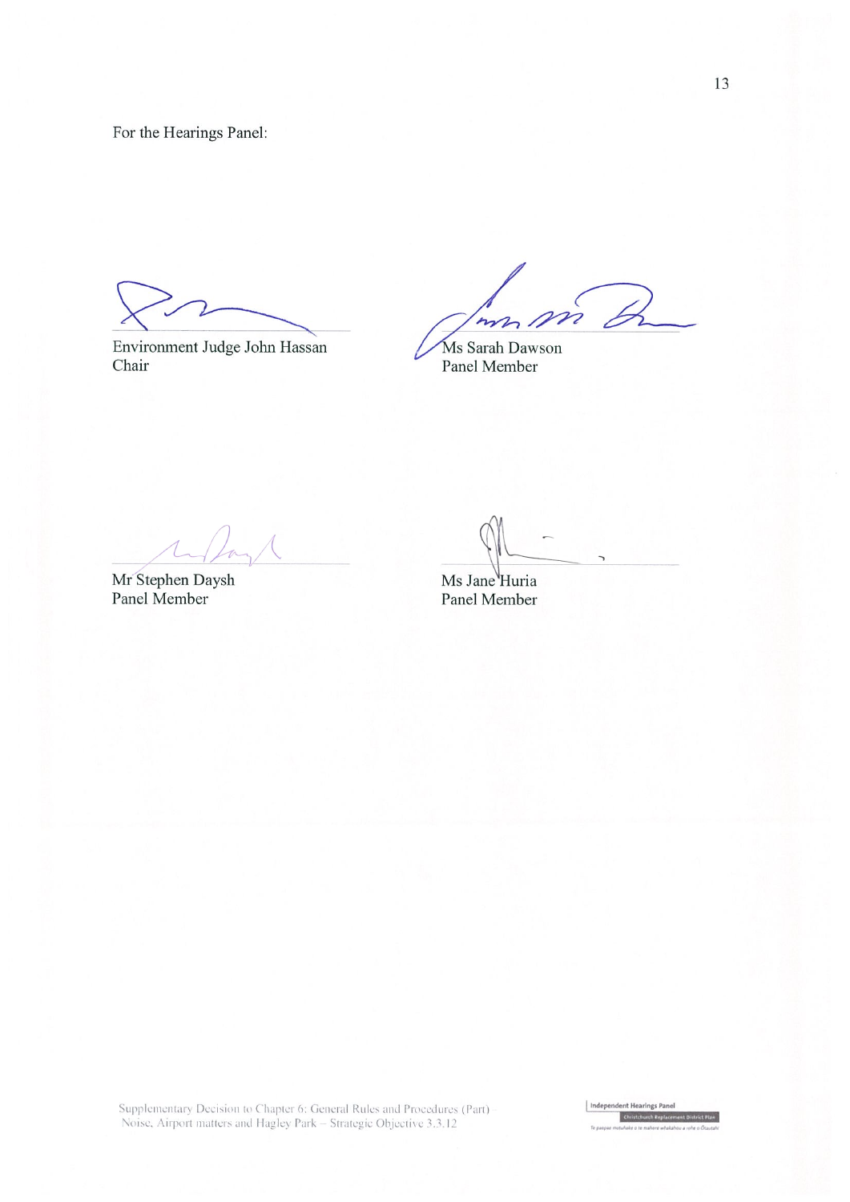For the Hearings Panel:

| | |
|---|---|
| Environment Judge John Hassan<br>Chair | Ms Sarah Dawson<br>Panel Member |
| Mr Stephen Daysh<br>Panel Member | Ms Jane Huria<br>Panel Member |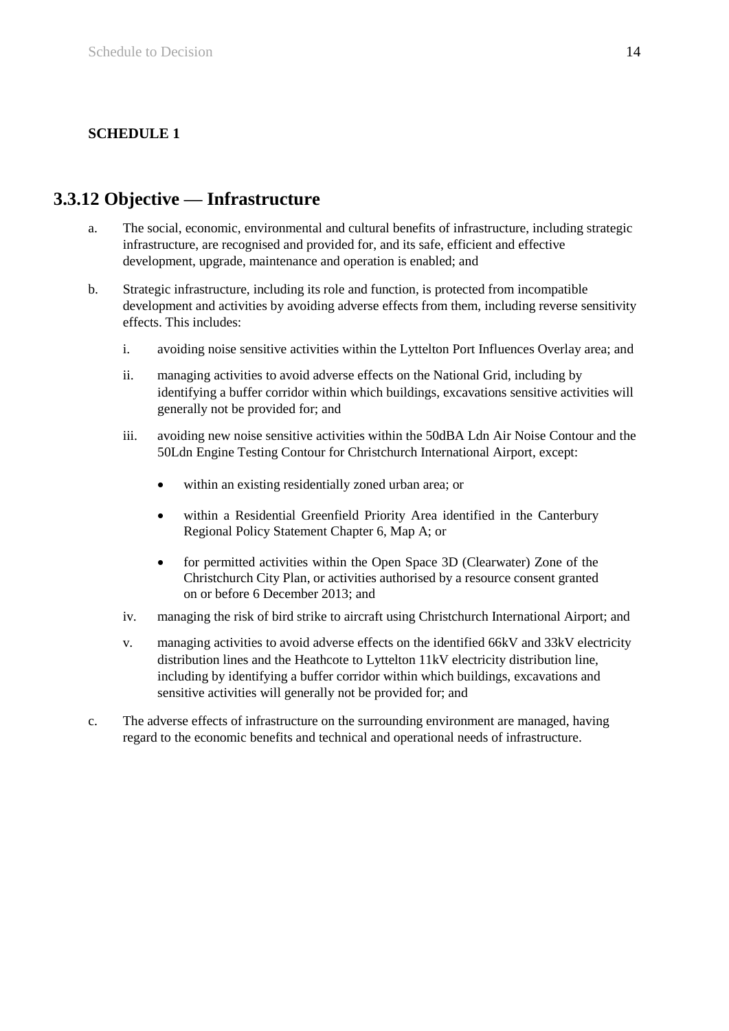**SCHEDULE 1**

## 3.3.12 Objective — Infrastructure

a. The social, economic, environmental and cultural benefits of infrastructure, including strategic infrastructure, are recognised and provided for, and its safe, efficient and effective development, upgrade, maintenance and operation is enabled; and

b. Strategic infrastructure, including its role and function, is protected from incompatible development and activities by avoiding adverse effects from them, including reverse sensitivity effects. This includes:

   i. avoiding noise sensitive activities within the Lyttelton Port Influences Overlay area; and

   ii. managing activities to avoid adverse effects on the National Grid, including by identifying a buffer corridor within which buildings, excavations sensitive activities will generally not be provided for; and

   iii. avoiding new noise sensitive activities within the 50dBA Ldn Air Noise Contour and the 50Ldn Engine Testing Contour for Christchurch International Airport, except:

      - within an existing residentially zoned urban area; or
      - within a Residential Greenfield Priority Area identified in the Canterbury Regional Policy Statement Chapter 6, Map A; or
      - for permitted activities within the Open Space 3D (Clearwater) Zone of the Christchurch City Plan, or activities authorised by a resource consent granted on or before 6 December 2013; and

   iv. managing the risk of bird strike to aircraft using Christchurch International Airport; and

   v. managing activities to avoid adverse effects on the identified 66kV and 33kV electricity distribution lines and the Heathcote to Lyttelton 11kV electricity distribution line, including by identifying a buffer corridor within which buildings, excavations and sensitive activities will generally not be provided for; and

c. The adverse effects of infrastructure on the surrounding environment are managed, having regard to the economic benefits and technical and operational needs of infrastructure.